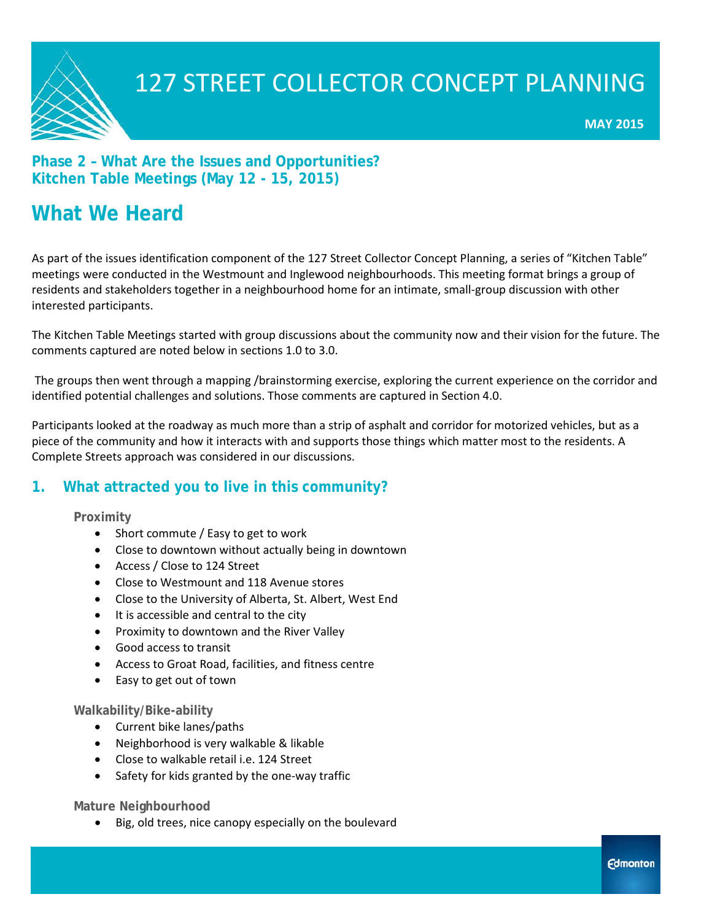# 127 STREET COLLECTOR CONCEPT PLANNING

**MAY 2015**

## Phase 2 – What Are the Issues and Opportunities?
## Kitchen Table Meetings (May 12 - 15, 2015)

# What We Heard

As part of the issues identification component of the 127 Street Collector Concept Planning, a series of "Kitchen Table" meetings were conducted in the Westmount and Inglewood neighbourhoods. This meeting format brings a group of residents and stakeholders together in a neighbourhood home for an intimate, small-group discussion with other interested participants.

The Kitchen Table Meetings started with group discussions about the community now and their vision for the future. The comments captured are noted below in sections 1.0 to 3.0.

The groups then went through a mapping /brainstorming exercise, exploring the current experience on the corridor and identified potential challenges and solutions. Those comments are captured in Section 4.0.

Participants looked at the roadway as much more than a strip of asphalt and corridor for motorized vehicles, but as a piece of the community and how it interacts with and supports those things which matter most to the residents. A Complete Streets approach was considered in our discussions.

## 1. What attracted you to live in this community?

### Proximity

- Short commute / Easy to get to work
- Close to downtown without actually being in downtown
- Access / Close to 124 Street
- Close to Westmount and 118 Avenue stores
- Close to the University of Alberta, St. Albert, West End
- It is accessible and central to the city
- Proximity to downtown and the River Valley
- Good access to transit
- Access to Groat Road, facilities, and fitness centre
- Easy to get out of town

### Walkability/Bike-ability

- Current bike lanes/paths
- Neighborhood is very walkable & likable
- Close to walkable retail i.e. 124 Street
- Safety for kids granted by the one-way traffic

### Mature Neighbourhood

- Big, old trees, nice canopy especially on the boulevard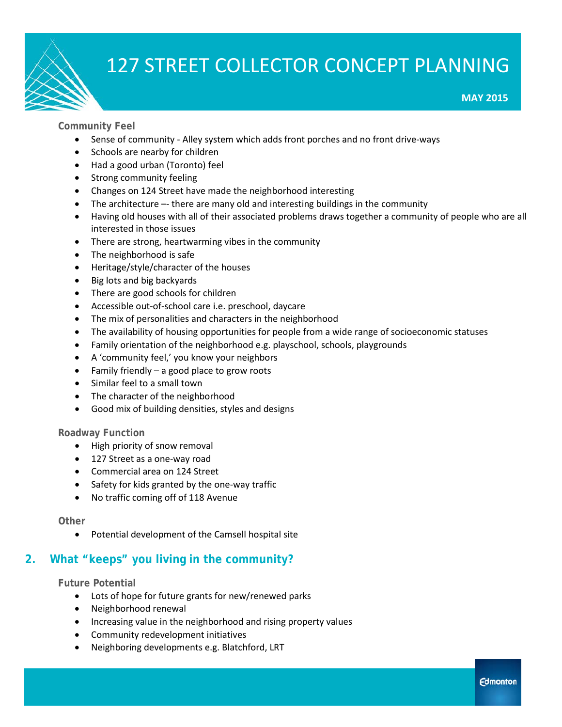**Community Feel**

- Sense of community - Alley system which adds front porches and no front drive-ways
- Schools are nearby for children
- Had a good urban (Toronto) feel
- Strong community feeling
- Changes on 124 Street have made the neighborhood interesting
- The architecture –- there are many old and interesting buildings in the community
- Having old houses with all of their associated problems draws together a community of people who are all interested in those issues
- There are strong, heartwarming vibes in the community
- The neighborhood is safe
- Heritage/style/character of the houses
- Big lots and big backyards
- There are good schools for children
- Accessible out-of-school care i.e. preschool, daycare
- The mix of personalities and characters in the neighborhood
- The availability of housing opportunities for people from a wide range of socioeconomic statuses
- Family orientation of the neighborhood e.g. playschool, schools, playgrounds
- A 'community feel,' you know your neighbors
- Family friendly – a good place to grow roots
- Similar feel to a small town
- The character of the neighborhood
- Good mix of building densities, styles and designs

**Roadway Function**

- High priority of snow removal
- 127 Street as a one-way road
- Commercial area on 124 Street
- Safety for kids granted by the one-way traffic
- No traffic coming off of 118 Avenue

**Other**

- Potential development of the Camsell hospital site

## 2. What "keeps" you living in the community?

**Future Potential**

- Lots of hope for future grants for new/renewed parks
- Neighborhood renewal
- Increasing value in the neighborhood and rising property values
- Community redevelopment initiatives
- Neighboring developments e.g. Blatchford, LRT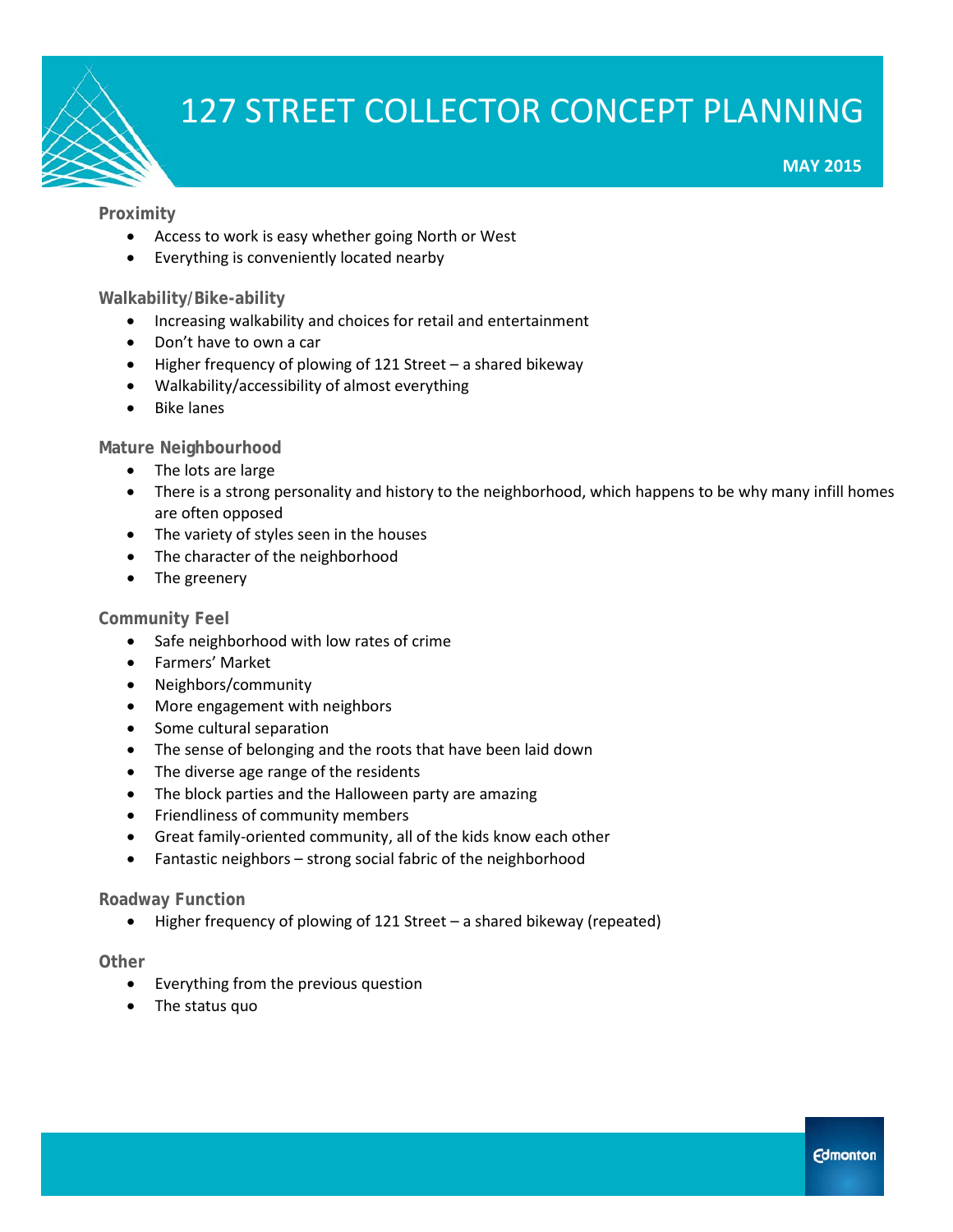### Proximity

- Access to work is easy whether going North or West
- Everything is conveniently located nearby

### Walkability/Bike-ability

- Increasing walkability and choices for retail and entertainment
- Don't have to own a car
- Higher frequency of plowing of 121 Street – a shared bikeway
- Walkability/accessibility of almost everything
- Bike lanes

### Mature Neighbourhood

- The lots are large
- There is a strong personality and history to the neighborhood, which happens to be why many infill homes are often opposed
- The variety of styles seen in the houses
- The character of the neighborhood
- The greenery

### Community Feel

- Safe neighborhood with low rates of crime
- Farmers' Market
- Neighbors/community
- More engagement with neighbors
- Some cultural separation
- The sense of belonging and the roots that have been laid down
- The diverse age range of the residents
- The block parties and the Halloween party are amazing
- Friendliness of community members
- Great family-oriented community, all of the kids know each other
- Fantastic neighbors – strong social fabric of the neighborhood

### Roadway Function

- Higher frequency of plowing of 121 Street – a shared bikeway (repeated)

### Other

- Everything from the previous question
- The status quo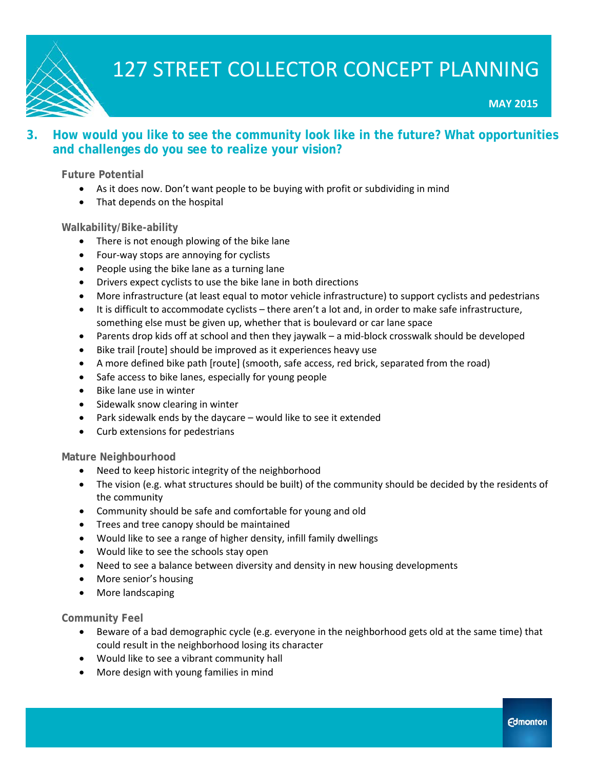## 3. How would you like to see the community look like in the future? What opportunities and challenges do you see to realize your vision?

### Future Potential

- As it does now. Don't want people to be buying with profit or subdividing in mind
- That depends on the hospital

### Walkability/Bike-ability

- There is not enough plowing of the bike lane
- Four-way stops are annoying for cyclists
- People using the bike lane as a turning lane
- Drivers expect cyclists to use the bike lane in both directions
- More infrastructure (at least equal to motor vehicle infrastructure) to support cyclists and pedestrians
- It is difficult to accommodate cyclists – there aren't a lot and, in order to make safe infrastructure, something else must be given up, whether that is boulevard or car lane space
- Parents drop kids off at school and then they jaywalk – a mid-block crosswalk should be developed
- Bike trail [route] should be improved as it experiences heavy use
- A more defined bike path [route] (smooth, safe access, red brick, separated from the road)
- Safe access to bike lanes, especially for young people
- Bike lane use in winter
- Sidewalk snow clearing in winter
- Park sidewalk ends by the daycare – would like to see it extended
- Curb extensions for pedestrians

### Mature Neighbourhood

- Need to keep historic integrity of the neighborhood
- The vision (e.g. what structures should be built) of the community should be decided by the residents of the community
- Community should be safe and comfortable for young and old
- Trees and tree canopy should be maintained
- Would like to see a range of higher density, infill family dwellings
- Would like to see the schools stay open
- Need to see a balance between diversity and density in new housing developments
- More senior's housing
- More landscaping

### Community Feel

- Beware of a bad demographic cycle (e.g. everyone in the neighborhood gets old at the same time) that could result in the neighborhood losing its character
- Would like to see a vibrant community hall
- More design with young families in mind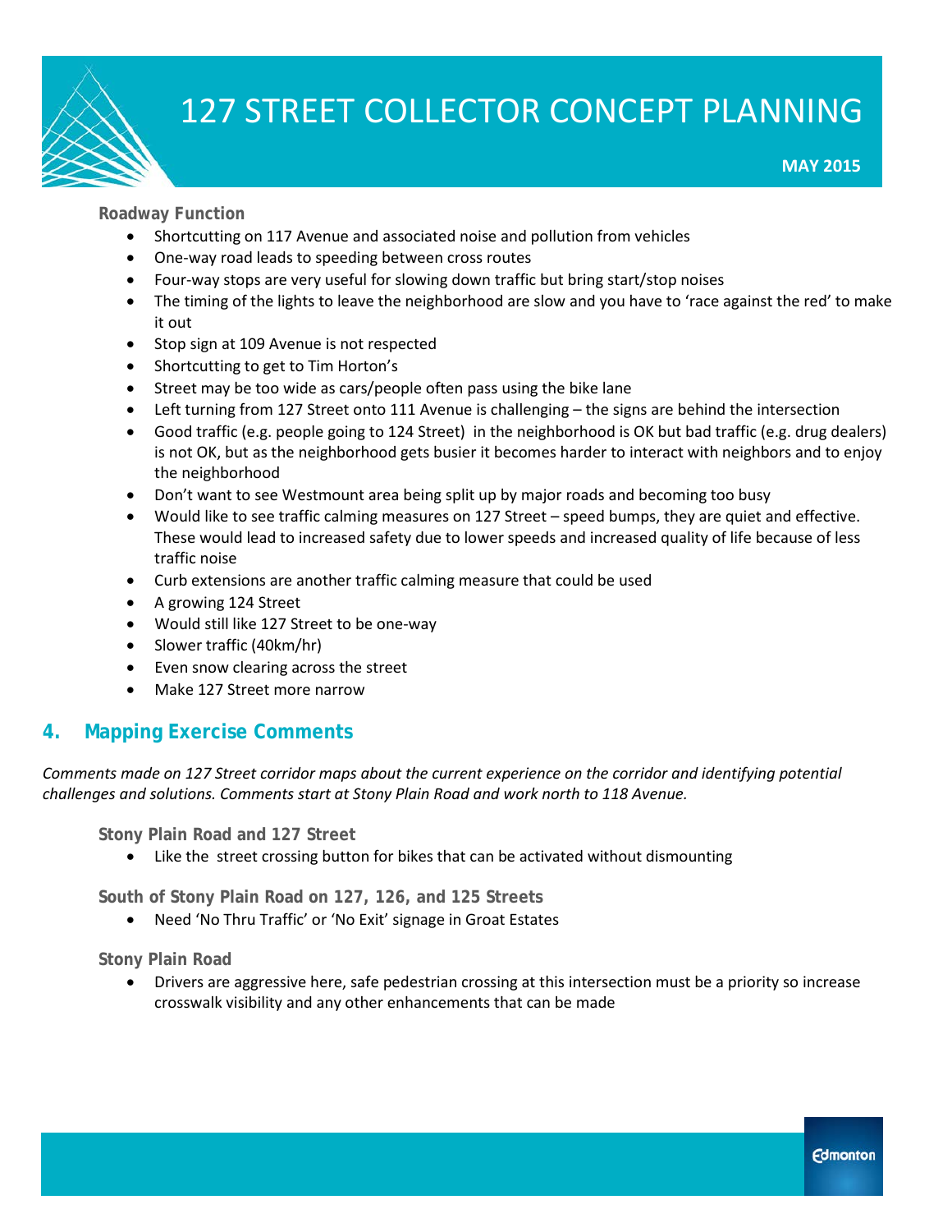### Roadway Function

- Shortcutting on 117 Avenue and associated noise and pollution from vehicles
- One-way road leads to speeding between cross routes
- Four-way stops are very useful for slowing down traffic but bring start/stop noises
- The timing of the lights to leave the neighborhood are slow and you have to 'race against the red' to make it out
- Stop sign at 109 Avenue is not respected
- Shortcutting to get to Tim Horton's
- Street may be too wide as cars/people often pass using the bike lane
- Left turning from 127 Street onto 111 Avenue is challenging – the signs are behind the intersection
- Good traffic (e.g. people going to 124 Street) in the neighborhood is OK but bad traffic (e.g. drug dealers) is not OK, but as the neighborhood gets busier it becomes harder to interact with neighbors and to enjoy the neighborhood
- Don't want to see Westmount area being split up by major roads and becoming too busy
- Would like to see traffic calming measures on 127 Street – speed bumps, they are quiet and effective. These would lead to increased safety due to lower speeds and increased quality of life because of less traffic noise
- Curb extensions are another traffic calming measure that could be used
- A growing 124 Street
- Would still like 127 Street to be one-way
- Slower traffic (40km/hr)
- Even snow clearing across the street
- Make 127 Street more narrow

## 4. Mapping Exercise Comments

*Comments made on 127 Street corridor maps about the current experience on the corridor and identifying potential challenges and solutions. Comments start at Stony Plain Road and work north to 118 Avenue.*

### Stony Plain Road and 127 Street

- Like the street crossing button for bikes that can be activated without dismounting

### South of Stony Plain Road on 127, 126, and 125 Streets

- Need 'No Thru Traffic' or 'No Exit' signage in Groat Estates

### Stony Plain Road

- Drivers are aggressive here, safe pedestrian crossing at this intersection must be a priority so increase crosswalk visibility and any other enhancements that can be made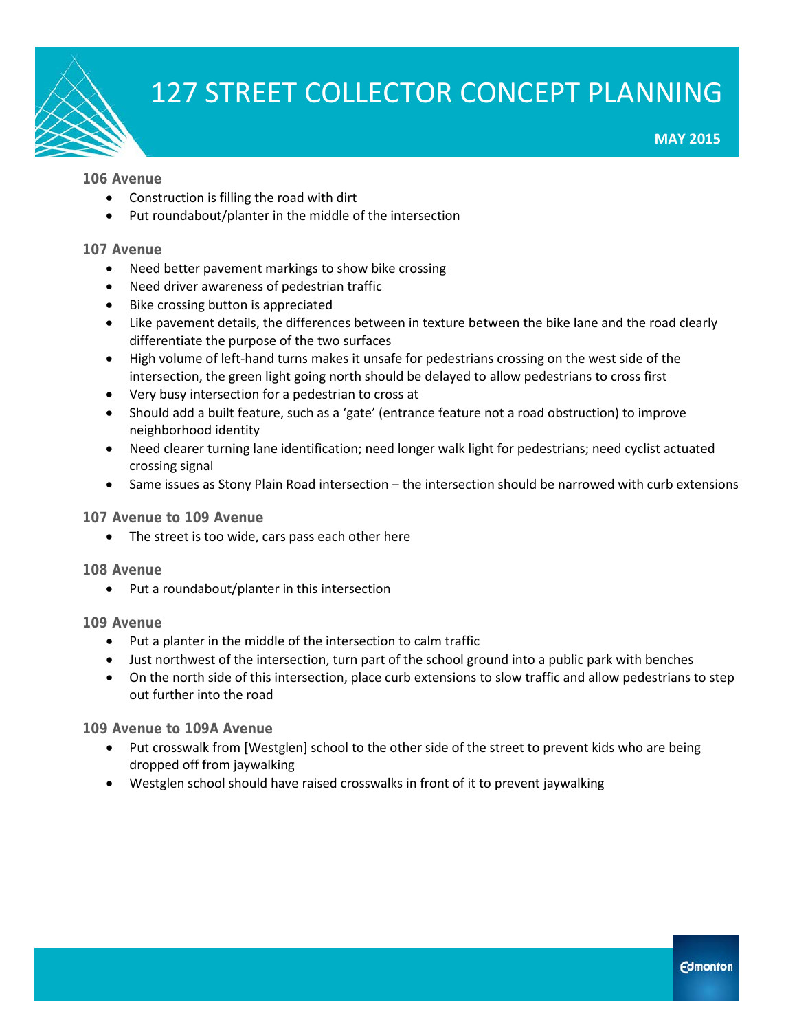## 106 Avenue

- Construction is filling the road with dirt
- Put roundabout/planter in the middle of the intersection

## 107 Avenue

- Need better pavement markings to show bike crossing
- Need driver awareness of pedestrian traffic
- Bike crossing button is appreciated
- Like pavement details, the differences between in texture between the bike lane and the road clearly differentiate the purpose of the two surfaces
- High volume of left-hand turns makes it unsafe for pedestrians crossing on the west side of the intersection, the green light going north should be delayed to allow pedestrians to cross first
- Very busy intersection for a pedestrian to cross at
- Should add a built feature, such as a 'gate' (entrance feature not a road obstruction) to improve neighborhood identity
- Need clearer turning lane identification; need longer walk light for pedestrians; need cyclist actuated crossing signal
- Same issues as Stony Plain Road intersection – the intersection should be narrowed with curb extensions

## 107 Avenue to 109 Avenue

- The street is too wide, cars pass each other here

## 108 Avenue

- Put a roundabout/planter in this intersection

## 109 Avenue

- Put a planter in the middle of the intersection to calm traffic
- Just northwest of the intersection, turn part of the school ground into a public park with benches
- On the north side of this intersection, place curb extensions to slow traffic and allow pedestrians to step out further into the road

## 109 Avenue to 109A Avenue

- Put crosswalk from [Westglen] school to the other side of the street to prevent kids who are being dropped off from jaywalking
- Westglen school should have raised crosswalks in front of it to prevent jaywalking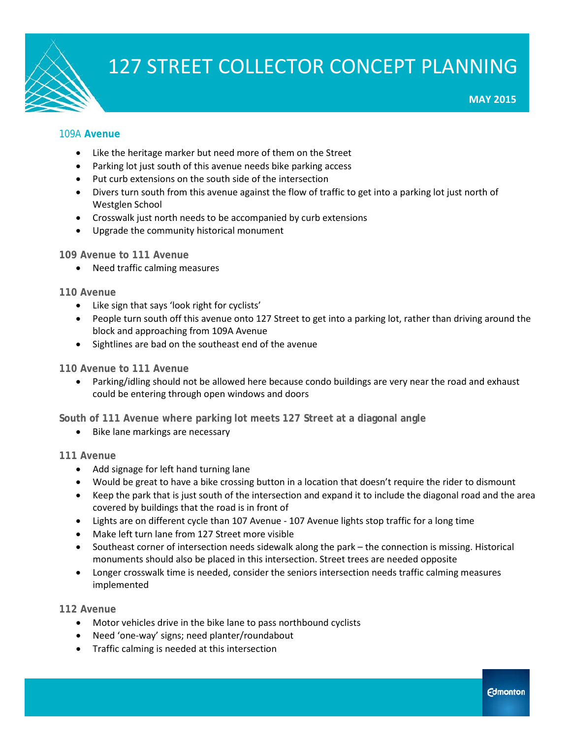## 109A Avenue

- Like the heritage marker but need more of them on the Street
- Parking lot just south of this avenue needs bike parking access
- Put curb extensions on the south side of the intersection
- Divers turn south from this avenue against the flow of traffic to get into a parking lot just north of Westglen School
- Crosswalk just north needs to be accompanied by curb extensions
- Upgrade the community historical monument

### 109 Avenue to 111 Avenue

- Need traffic calming measures

### 110 Avenue

- Like sign that says 'look right for cyclists'
- People turn south off this avenue onto 127 Street to get into a parking lot, rather than driving around the block and approaching from 109A Avenue
- Sightlines are bad on the southeast end of the avenue

### 110 Avenue to 111 Avenue

- Parking/idling should not be allowed here because condo buildings are very near the road and exhaust could be entering through open windows and doors

### South of 111 Avenue where parking lot meets 127 Street at a diagonal angle

- Bike lane markings are necessary

### 111 Avenue

- Add signage for left hand turning lane
- Would be great to have a bike crossing button in a location that doesn't require the rider to dismount
- Keep the park that is just south of the intersection and expand it to include the diagonal road and the area covered by buildings that the road is in front of
- Lights are on different cycle than 107 Avenue - 107 Avenue lights stop traffic for a long time
- Make left turn lane from 127 Street more visible
- Southeast corner of intersection needs sidewalk along the park – the connection is missing. Historical monuments should also be placed in this intersection. Street trees are needed opposite
- Longer crosswalk time is needed, consider the seniors intersection needs traffic calming measures implemented

### 112 Avenue

- Motor vehicles drive in the bike lane to pass northbound cyclists
- Need 'one-way' signs; need planter/roundabout
- Traffic calming is needed at this intersection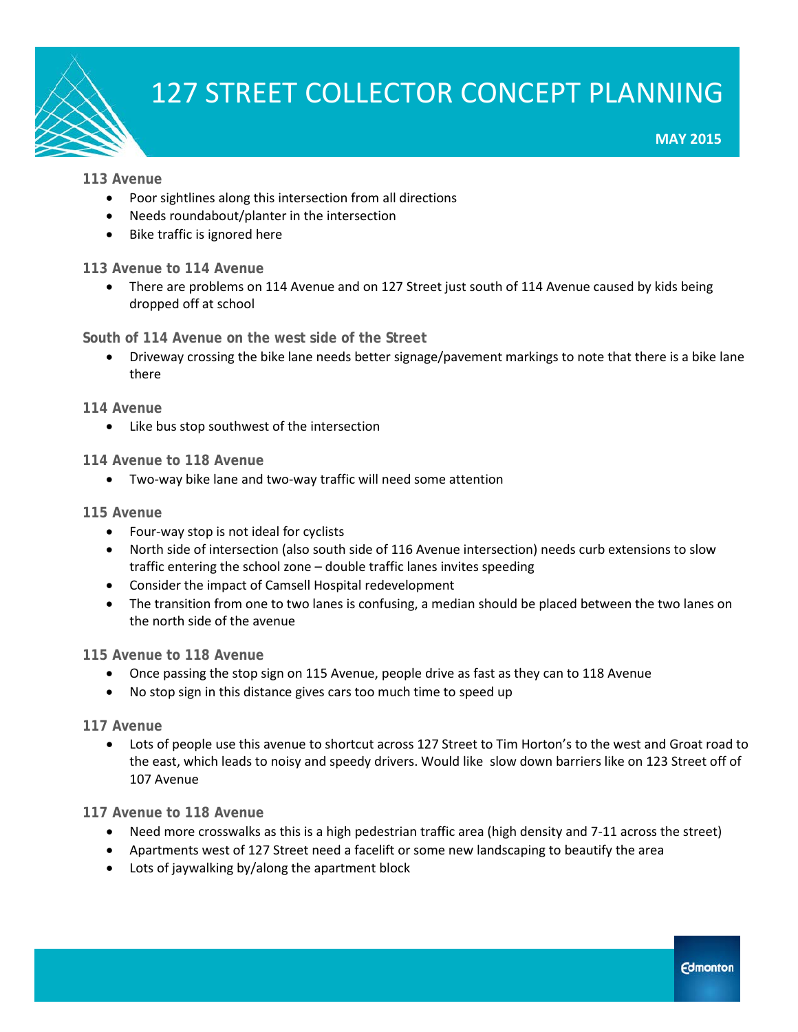# 127 STREET COLLECTOR CONCEPT PLANNING

**MAY 2015**

### 113 Avenue

- Poor sightlines along this intersection from all directions
- Needs roundabout/planter in the intersection
- Bike traffic is ignored here

### 113 Avenue to 114 Avenue

- There are problems on 114 Avenue and on 127 Street just south of 114 Avenue caused by kids being dropped off at school

### South of 114 Avenue on the west side of the Street

- Driveway crossing the bike lane needs better signage/pavement markings to note that there is a bike lane there

### 114 Avenue

- Like bus stop southwest of the intersection

### 114 Avenue to 118 Avenue

- Two-way bike lane and two-way traffic will need some attention

### 115 Avenue

- Four-way stop is not ideal for cyclists
- North side of intersection (also south side of 116 Avenue intersection) needs curb extensions to slow traffic entering the school zone – double traffic lanes invites speeding
- Consider the impact of Camsell Hospital redevelopment
- The transition from one to two lanes is confusing, a median should be placed between the two lanes on the north side of the avenue

### 115 Avenue to 118 Avenue

- Once passing the stop sign on 115 Avenue, people drive as fast as they can to 118 Avenue
- No stop sign in this distance gives cars too much time to speed up

### 117 Avenue

- Lots of people use this avenue to shortcut across 127 Street to Tim Horton's to the west and Groat road to the east, which leads to noisy and speedy drivers. Would like slow down barriers like on 123 Street off of 107 Avenue

### 117 Avenue to 118 Avenue

- Need more crosswalks as this is a high pedestrian traffic area (high density and 7-11 across the street)
- Apartments west of 127 Street need a facelift or some new landscaping to beautify the area
- Lots of jaywalking by/along the apartment block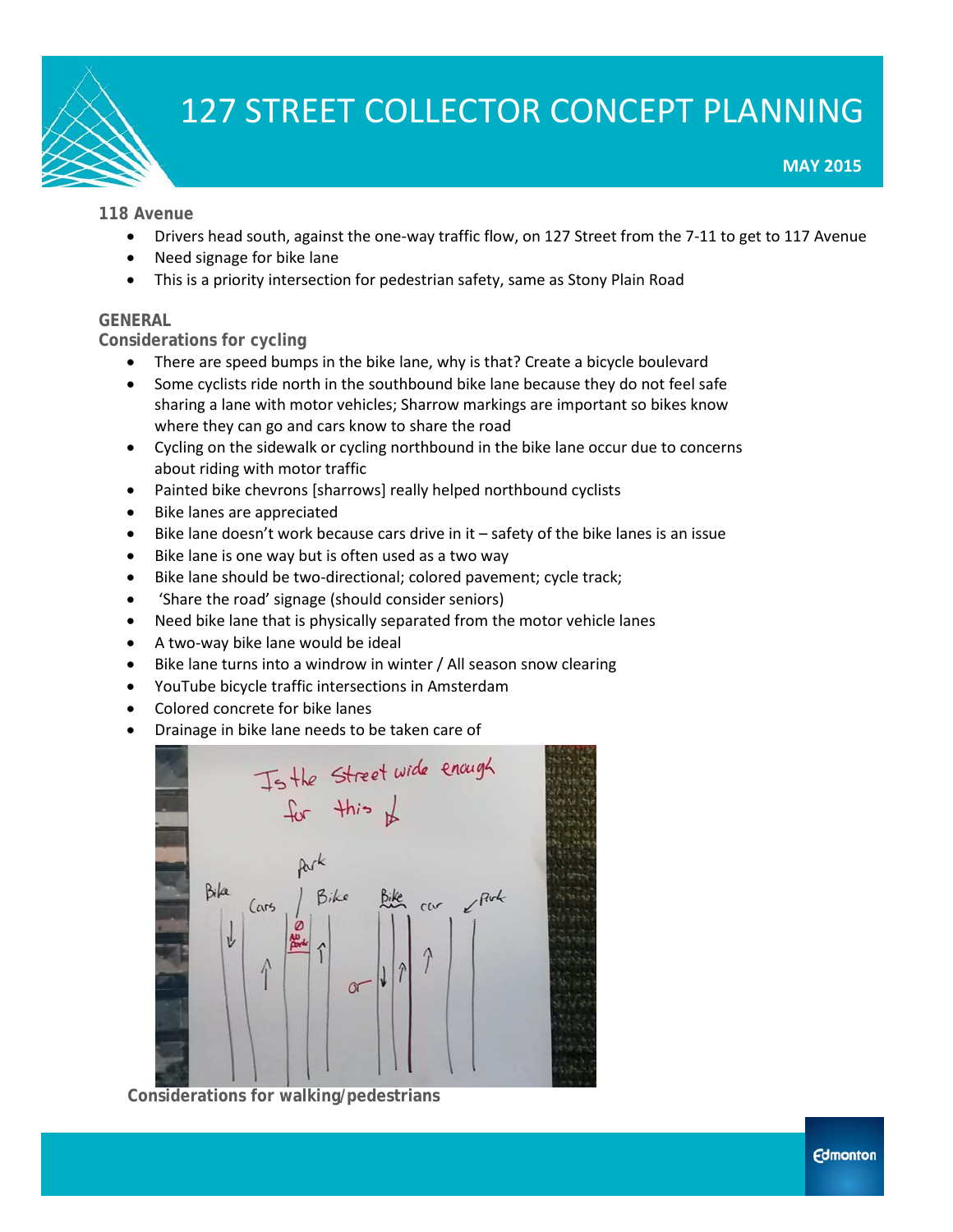# 127 STREET COLLECTOR CONCEPT PLANNING

**MAY 2015**

**118 Avenue**

- Drivers head south, against the one-way traffic flow, on 127 Street from the 7-11 to get to 117 Avenue
- Need signage for bike lane
- This is a priority intersection for pedestrian safety, same as Stony Plain Road

**GENERAL**

**Considerations for cycling**

- There are speed bumps in the bike lane, why is that? Create a bicycle boulevard
- Some cyclists ride north in the southbound bike lane because they do not feel safe sharing a lane with motor vehicles; Sharrow markings are important so bikes know where they can go and cars know to share the road
- Cycling on the sidewalk or cycling northbound in the bike lane occur due to concerns about riding with motor traffic
- Painted bike chevrons [sharrows] really helped northbound cyclists
- Bike lanes are appreciated
- Bike lane doesn't work because cars drive in it – safety of the bike lanes is an issue
- Bike lane is one way but is often used as a two way
- Bike lane should be two-directional; colored pavement; cycle track;
- 'Share the road' signage (should consider seniors)
- Need bike lane that is physically separated from the motor vehicle lanes
- A two-way bike lane would be ideal
- Bike lane turns into a windrow in winter / All season snow clearing
- YouTube bicycle traffic intersections in Amsterdam
- Colored concrete for bike lanes
- Drainage in bike lane needs to be taken care of

**Considerations for walking/pedestrians**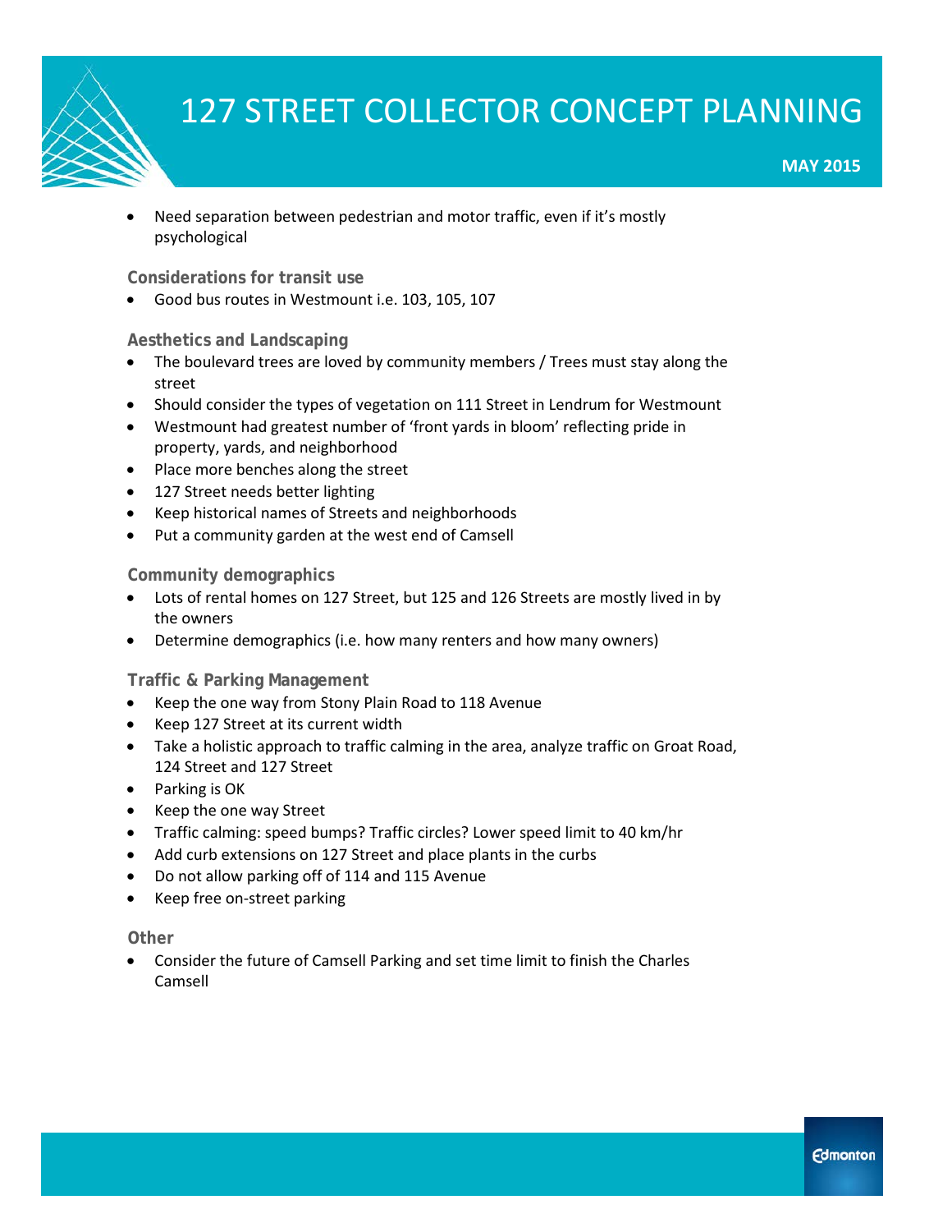- Need separation between pedestrian and motor traffic, even if it's mostly psychological

### Considerations for transit use

- Good bus routes in Westmount i.e. 103, 105, 107

### Aesthetics and Landscaping

- The boulevard trees are loved by community members / Trees must stay along the street
- Should consider the types of vegetation on 111 Street in Lendrum for Westmount
- Westmount had greatest number of 'front yards in bloom' reflecting pride in property, yards, and neighborhood
- Place more benches along the street
- 127 Street needs better lighting
- Keep historical names of Streets and neighborhoods
- Put a community garden at the west end of Camsell

### Community demographics

- Lots of rental homes on 127 Street, but 125 and 126 Streets are mostly lived in by the owners
- Determine demographics (i.e. how many renters and how many owners)

### Traffic & Parking Management

- Keep the one way from Stony Plain Road to 118 Avenue
- Keep 127 Street at its current width
- Take a holistic approach to traffic calming in the area, analyze traffic on Groat Road, 124 Street and 127 Street
- Parking is OK
- Keep the one way Street
- Traffic calming: speed bumps? Traffic circles? Lower speed limit to 40 km/hr
- Add curb extensions on 127 Street and place plants in the curbs
- Do not allow parking off of 114 and 115 Avenue
- Keep free on-street parking

### Other

- Consider the future of Camsell Parking and set time limit to finish the Charles Camsell